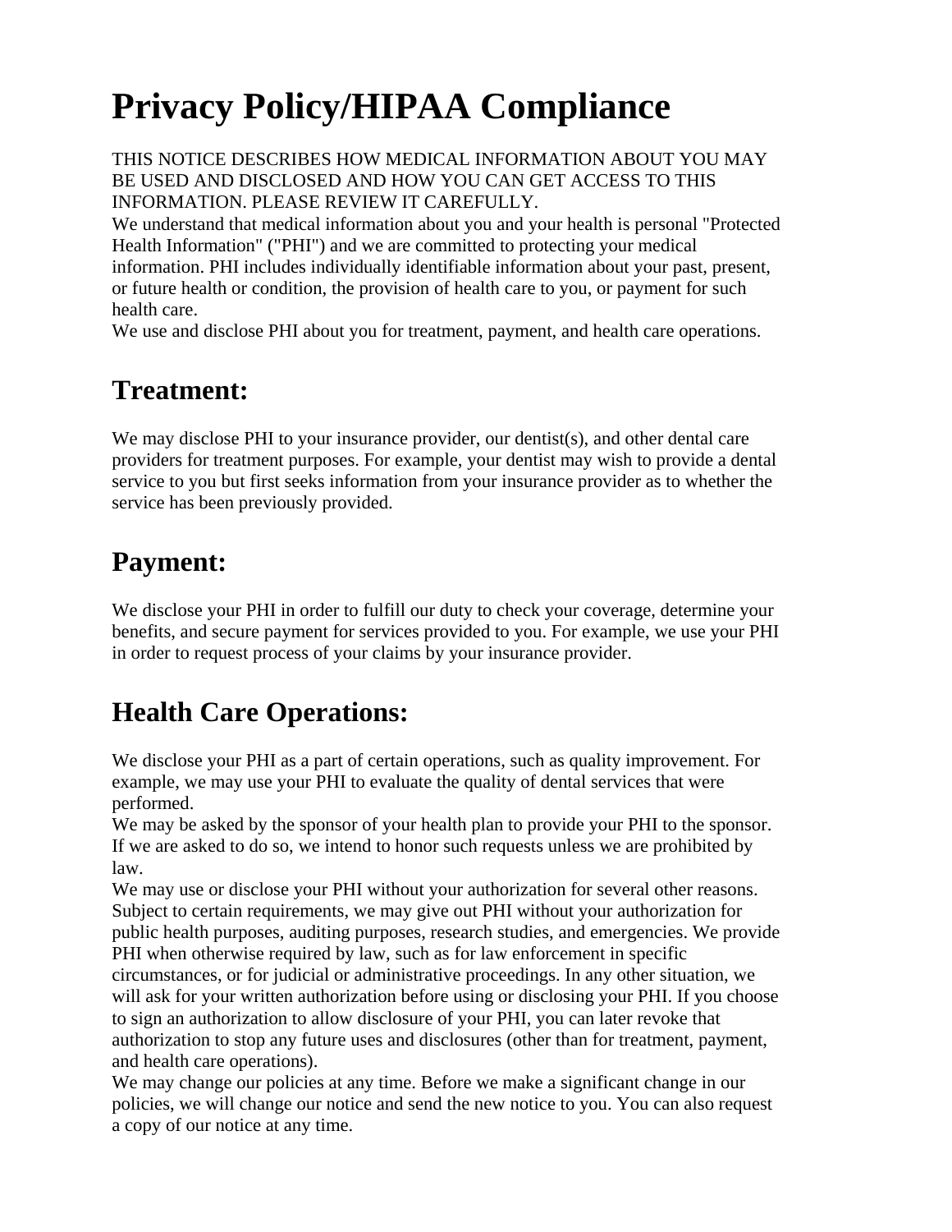# Privacy Policy/HIPAA Compliance

THIS NOTICE DESCRIBES HOW MEDICAL INFORMATION ABOUT YOU MAY BE USED AND DISCLOSED AND HOW YOU CAN GET ACCESS TO THIS INFORMATION. PLEASE REVIEW IT CAREFULLY.

We understand that medical information about you and your health is personal "Protected Health Information" ("PHI") and we are committed to protecting your medical information. PHI includes individually identifiable information about your past, present, or future health or condition, the provision of health care to you, or payment for such health care.

We use and disclose PHI about you for treatment, payment, and health care operations.

## Treatment:

We may disclose PHI to your insurance provider, our dentist(s), and other dental care providers for treatment purposes. For example, your dentist may wish to provide a dental service to you but first seeks information from your insurance provider as to whether the service has been previously provided.

## Payment:

We disclose your PHI in order to fulfill our duty to check your coverage, determine your benefits, and secure payment for services provided to you. For example, we use your PHI in order to request process of your claims by your insurance provider.

## Health Care Operations:

We disclose your PHI as a part of certain operations, such as quality improvement. For example, we may use your PHI to evaluate the quality of dental services that were performed.

We may be asked by the sponsor of your health plan to provide your PHI to the sponsor. If we are asked to do so, we intend to honor such requests unless we are prohibited by law.

We may use or disclose your PHI without your authorization for several other reasons. Subject to certain requirements, we may give out PHI without your authorization for public health purposes, auditing purposes, research studies, and emergencies. We provide PHI when otherwise required by law, such as for law enforcement in specific circumstances, or for judicial or administrative proceedings. In any other situation, we will ask for your written authorization before using or disclosing your PHI. If you choose to sign an authorization to allow disclosure of your PHI, you can later revoke that authorization to stop any future uses and disclosures (other than for treatment, payment, and health care operations).

We may change our policies at any time. Before we make a significant change in our policies, we will change our notice and send the new notice to you. You can also request a copy of our notice at any time.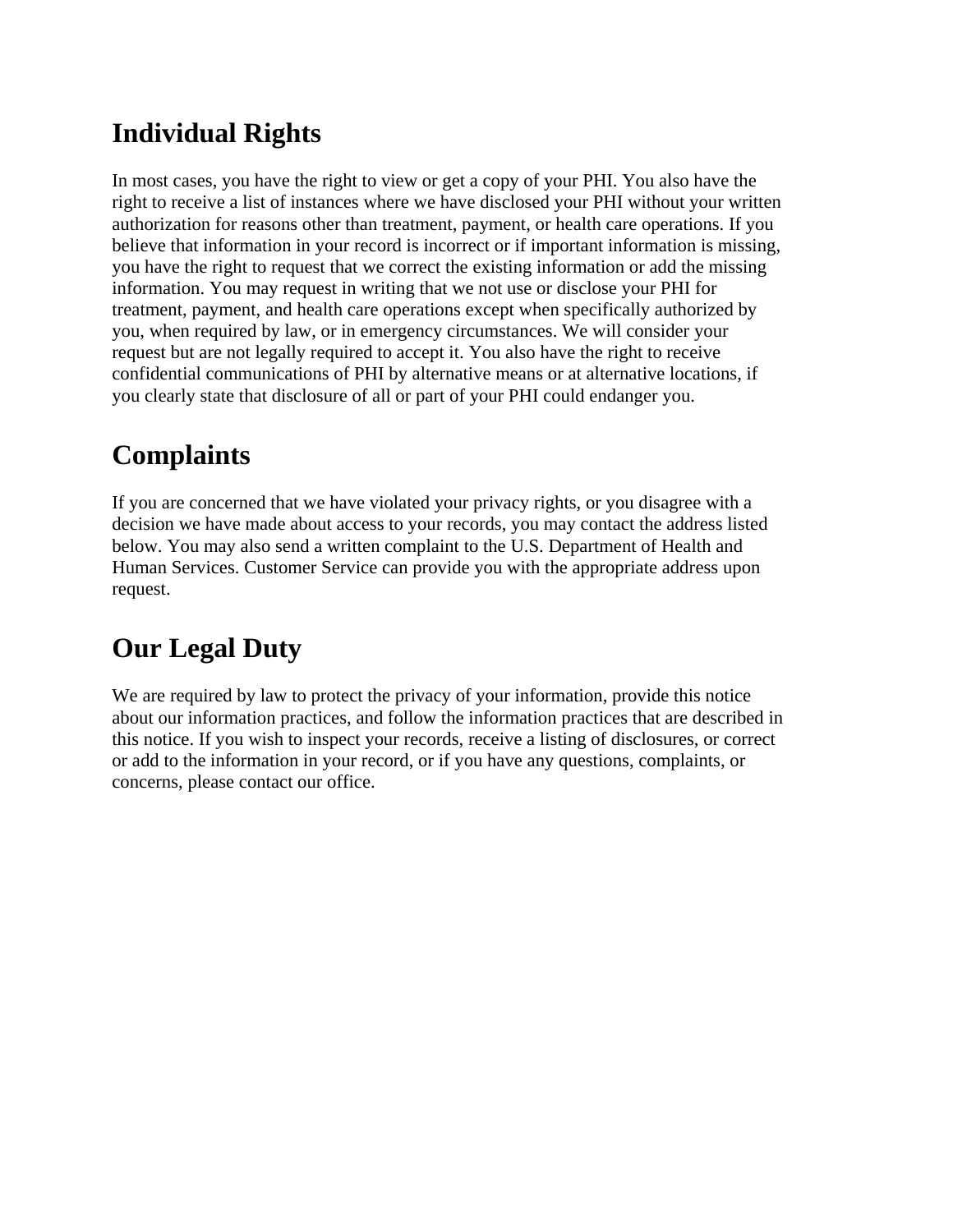## Individual Rights

In most cases, you have the right to view or get a copy of your PHI. You also have the right to receive a list of instances where we have disclosed your PHI without your written authorization for reasons other than treatment, payment, or health care operations. If you believe that information in your record is incorrect or if important information is missing, you have the right to request that we correct the existing information or add the missing information. You may request in writing that we not use or disclose your PHI for treatment, payment, and health care operations except when specifically authorized by you, when required by law, or in emergency circumstances. We will consider your request but are not legally required to accept it. You also have the right to receive confidential communications of PHI by alternative means or at alternative locations, if you clearly state that disclosure of all or part of your PHI could endanger you.

## Complaints

If you are concerned that we have violated your privacy rights, or you disagree with a decision we have made about access to your records, you may contact the address listed below. You may also send a written complaint to the U.S. Department of Health and Human Services. Customer Service can provide you with the appropriate address upon request.

## Our Legal Duty

We are required by law to protect the privacy of your information, provide this notice about our information practices, and follow the information practices that are described in this notice. If you wish to inspect your records, receive a listing of disclosures, or correct or add to the information in your record, or if you have any questions, complaints, or concerns, please contact our office.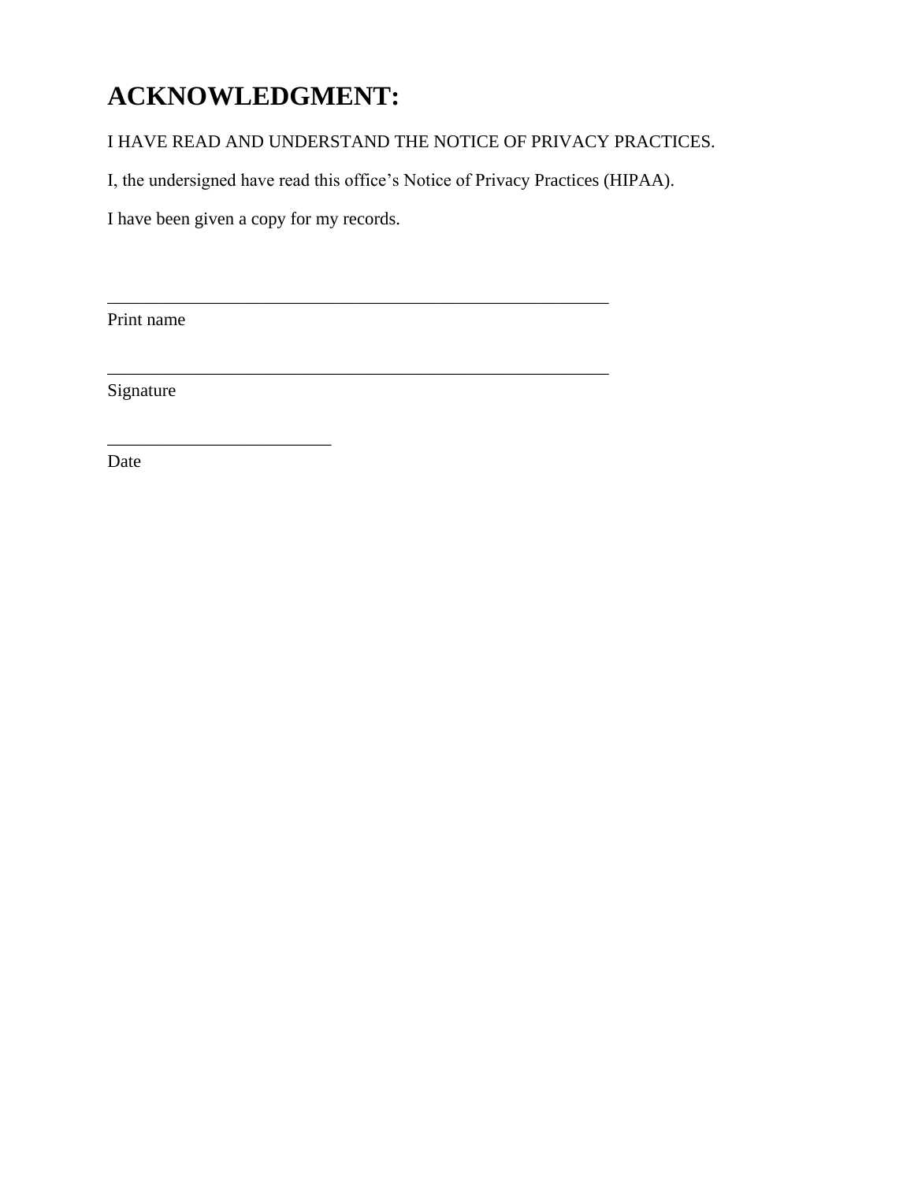# ACKNOWLEDGMENT:

I HAVE READ AND UNDERSTAND THE NOTICE OF PRIVACY PRACTICES.

I, the undersigned have read this office’s Notice of Privacy Practices (HIPAA).

I have been given a copy for my records.

____________________________________________________________

Print name

____________________________________________________________

Signature

___________________________

Date